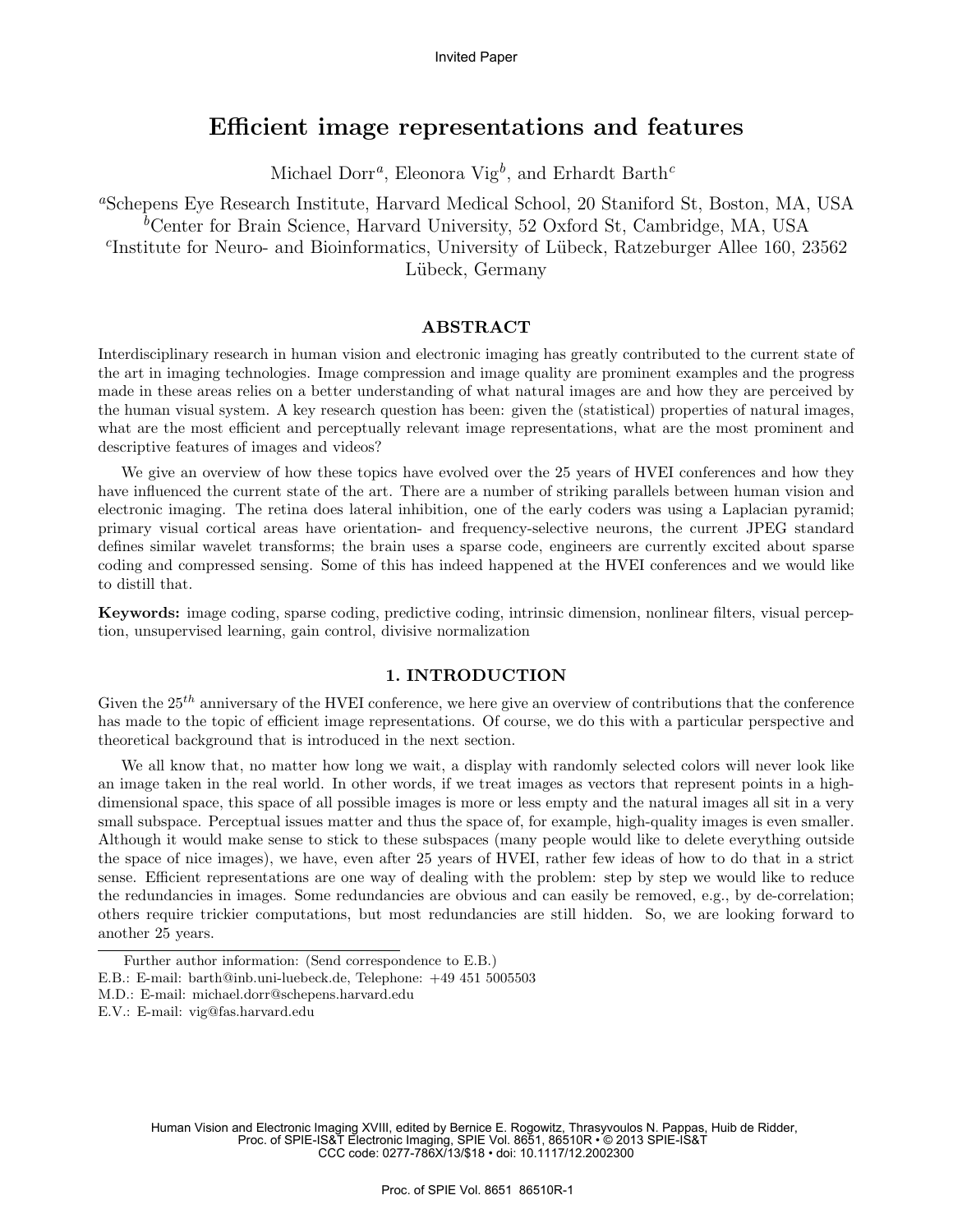Invited Paper

# Efficient image representations and features

Michael Dorr[a], Eleonora Vig[b], and Erhardt Barth[c]

[a]Schepens Eye Research Institute, Harvard Medical School, 20 Staniford St, Boston, MA, USA
[b]Center for Brain Science, Harvard University, 52 Oxford St, Cambridge, MA, USA
[c]Institute for Neuro- and Bioinformatics, University of Lübeck, Ratzeburger Allee 160, 23562 Lübeck, Germany

## ABSTRACT

Interdisciplinary research in human vision and electronic imaging has greatly contributed to the current state of the art in imaging technologies. Image compression and image quality are prominent examples and the progress made in these areas relies on a better understanding of what natural images are and how they are perceived by the human visual system. A key research question has been: given the (statistical) properties of natural images, what are the most efficient and perceptually relevant image representations, what are the most prominent and descriptive features of images and videos?

We give an overview of how these topics have evolved over the 25 years of HVEI conferences and how they have influenced the current state of the art. There are a number of striking parallels between human vision and electronic imaging. The retina does lateral inhibition, one of the early coders was using a Laplacian pyramid; primary visual cortical areas have orientation- and frequency-selective neurons, the current JPEG standard defines similar wavelet transforms; the brain uses a sparse code, engineers are currently excited about sparse coding and compressed sensing. Some of this has indeed happened at the HVEI conferences and we would like to distill that.

**Keywords:** image coding, sparse coding, predictive coding, intrinsic dimension, nonlinear filters, visual perception, unsupervised learning, gain control, divisive normalization

## 1. INTRODUCTION

Given the $25^{th}$ anniversary of the HVEI conference, we here give an overview of contributions that the conference has made to the topic of efficient image representations. Of course, we do this with a particular perspective and theoretical background that is introduced in the next section.

We all know that, no matter how long we wait, a display with randomly selected colors will never look like an image taken in the real world. In other words, if we treat images as vectors that represent points in a high-dimensional space, this space of all possible images is more or less empty and the natural images all sit in a very small subspace. Perceptual issues matter and thus the space of, for example, high-quality images is even smaller. Although it would make sense to stick to these subspaces (many people would like to delete everything outside the space of nice images), we have, even after 25 years of HVEI, rather few ideas of how to do that in a strict sense. Efficient representations are one way of dealing with the problem: step by step we would like to reduce the redundancies in images. Some redundancies are obvious and can easily be removed, e.g., by de-correlation; others require trickier computations, but most redundancies are still hidden. So, we are looking forward to another 25 years.

Further author information: (Send correspondence to E.B.)
E.B.: E-mail: barth@inb.uni-luebeck.de, Telephone: +49 451 5005503
M.D.: E-mail: michael.dorr@schepens.harvard.edu
E.V.: E-mail: vig@fas.harvard.edu

Human Vision and Electronic Imaging XVIII, edited by Bernice E. Rogowitz, Thrasyvoulos N. Pappas, Huib de Ridder, Proc. of SPIE-IS&T Electronic Imaging, SPIE Vol. 8651, 86510R • © 2013 SPIE-IS&T
CCC code: 0277-786X/13/$18 • doi: 10.1117/12.2002300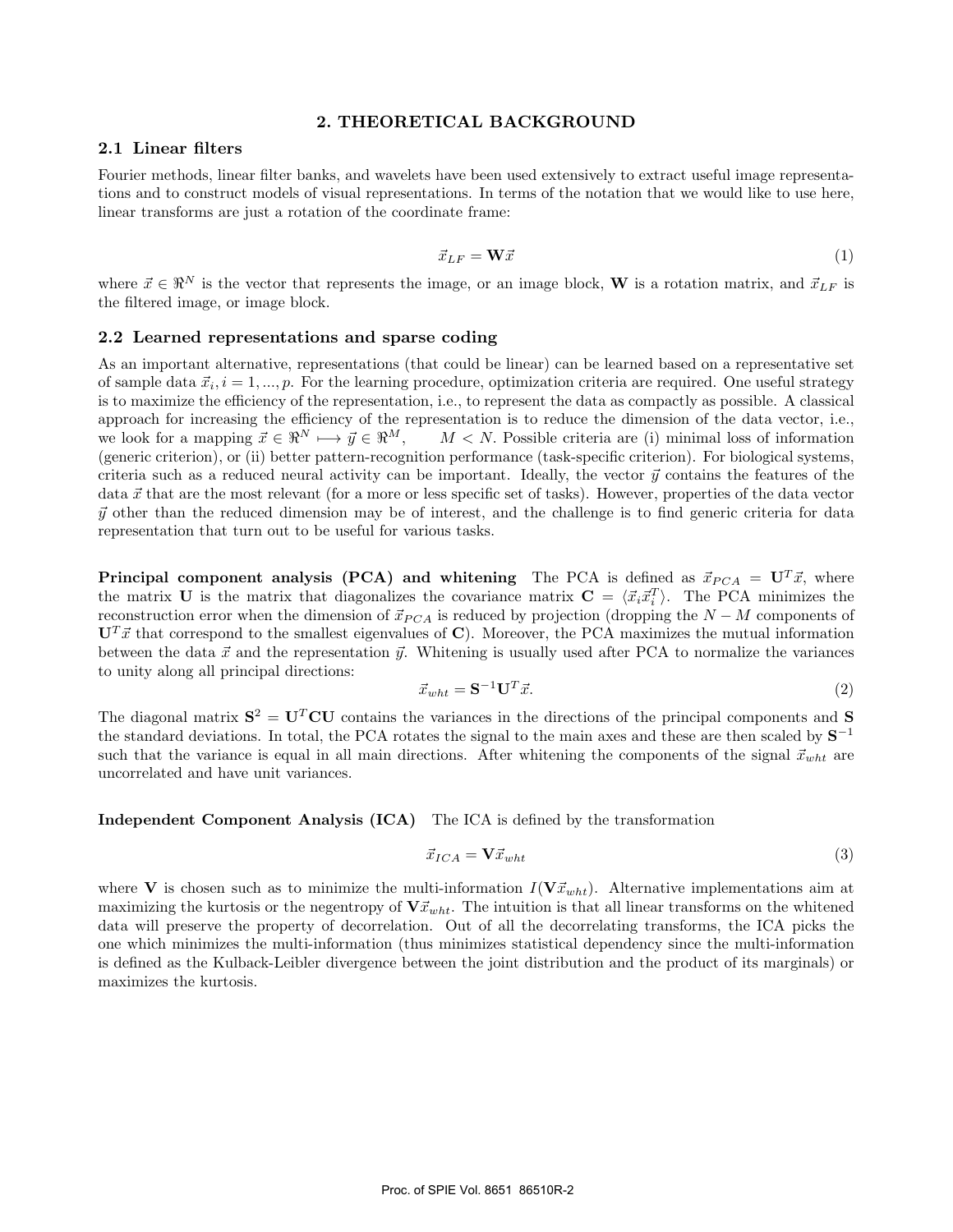## 2. THEORETICAL BACKGROUND

### 2.1 Linear filters

Fourier methods, linear filter banks, and wavelets have been used extensively to extract useful image representations and to construct models of visual representations. In terms of the notation that we would like to use here, linear transforms are just a rotation of the coordinate frame:

$$\vec{x}_{LF} = \mathbf{W}\vec{x} \tag{1}$$

where $\vec{x} \in \Re^N$ is the vector that represents the image, or an image block, $\mathbf{W}$ is a rotation matrix, and $\vec{x}_{LF}$ is the filtered image, or image block.

### 2.2 Learned representations and sparse coding

As an important alternative, representations (that could be linear) can be learned based on a representative set of sample data $\vec{x}_i, i = 1, ..., p$. For the learning procedure, optimization criteria are required. One useful strategy is to maximize the efficiency of the representation, i.e., to represent the data as compactly as possible. A classical approach for increasing the efficiency of the representation is to reduce the dimension of the data vector, i.e., we look for a mapping $\vec{x} \in \Re^N \longmapsto \vec{y} \in \Re^M, \quad M < N$. Possible criteria are (i) minimal loss of information (generic criterion), or (ii) better pattern-recognition performance (task-specific criterion). For biological systems, criteria such as a reduced neural activity can be important. Ideally, the vector $\vec{y}$ contains the features of the data $\vec{x}$ that are the most relevant (for a more or less specific set of tasks). However, properties of the data vector $\vec{y}$ other than the reduced dimension may be of interest, and the challenge is to find generic criteria for data representation that turn out to be useful for various tasks.

**Principal component analysis (PCA) and whitening** The PCA is defined as $\vec{x}_{PCA} = \mathbf{U}^T\vec{x}$, where the matrix $\mathbf{U}$ is the matrix that diagonalizes the covariance matrix $\mathbf{C} = \langle \vec{x}_i \vec{x}_i^T \rangle$. The PCA minimizes the reconstruction error when the dimension of $\vec{x}_{PCA}$ is reduced by projection (dropping the $N - M$ components of $\mathbf{U}^T\vec{x}$ that correspond to the smallest eigenvalues of $\mathbf{C}$). Moreover, the PCA maximizes the mutual information between the data $\vec{x}$ and the representation $\vec{y}$. Whitening is usually used after PCA to normalize the variances to unity along all principal directions:

$$\vec{x}_{wht} = \mathbf{S}^{-1}\mathbf{U}^T\vec{x}. \tag{2}$$

The diagonal matrix $\mathbf{S}^2 = \mathbf{U}^T\mathbf{C}\mathbf{U}$ contains the variances in the directions of the principal components and $\mathbf{S}$ the standard deviations. In total, the PCA rotates the signal to the main axes and these are then scaled by $\mathbf{S}^{-1}$ such that the variance is equal in all main directions. After whitening the components of the signal $\vec{x}_{wht}$ are uncorrelated and have unit variances.

**Independent Component Analysis (ICA)** The ICA is defined by the transformation

$$\vec{x}_{ICA} = \mathbf{V}\vec{x}_{wht} \tag{3}$$

where $\mathbf{V}$ is chosen such as to minimize the multi-information $I(\mathbf{V}\vec{x}_{wht})$. Alternative implementations aim at maximizing the kurtosis or the negentropy of $\mathbf{V}\vec{x}_{wht}$. The intuition is that all linear transforms on the whitened data will preserve the property of decorrelation. Out of all the decorrelating transforms, the ICA picks the one which minimizes the multi-information (thus minimizes statistical dependency since the multi-information is defined as the Kulback-Leibler divergence between the joint distribution and the product of its marginals) or maximizes the kurtosis.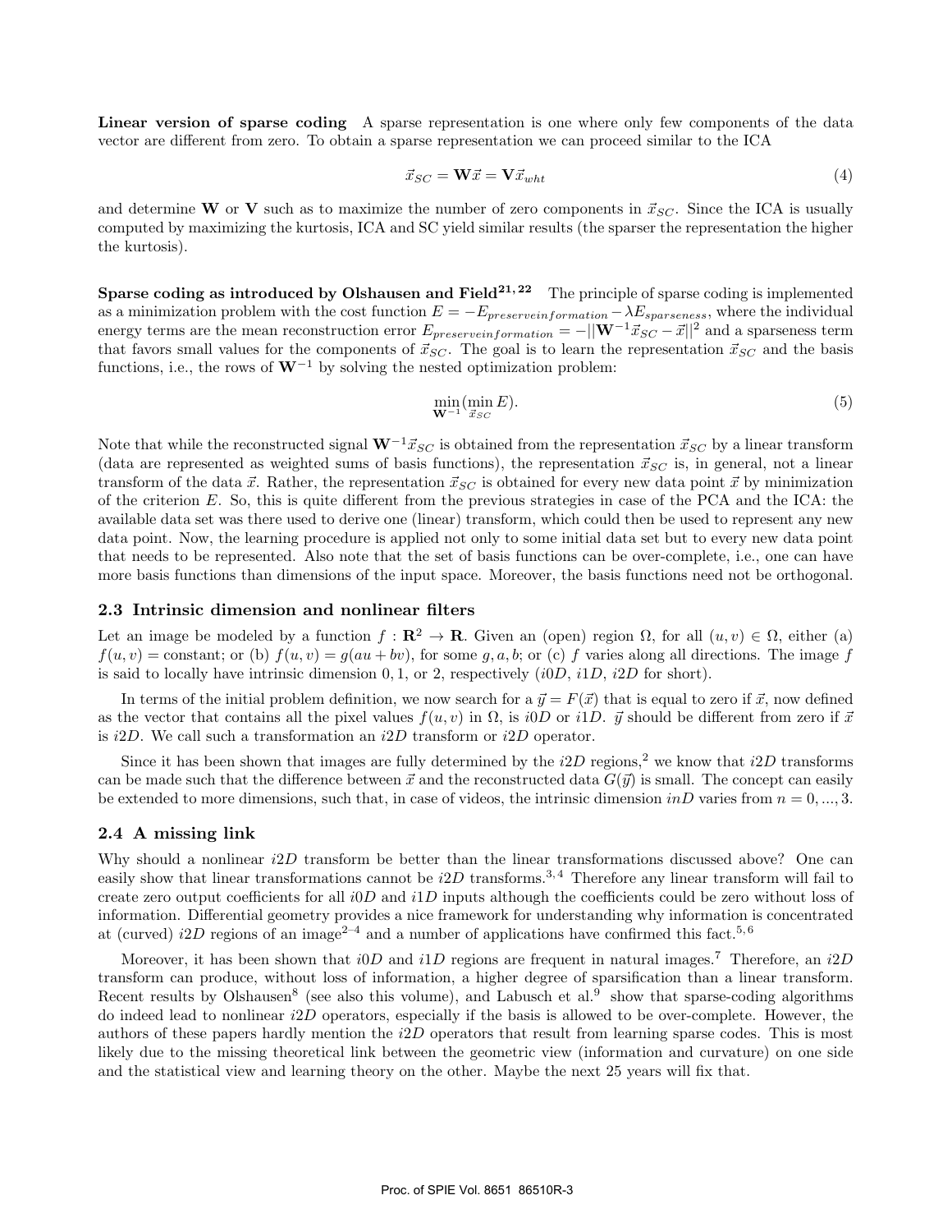**Linear version of sparse coding** A sparse representation is one where only few components of the data vector are different from zero. To obtain a sparse representation we can proceed similar to the ICA

$$\vec{x}_{SC} = \mathbf{W}\vec{x} = \mathbf{V}\vec{x}_{wht} \tag{4}$$

and determine $\mathbf{W}$ or $\mathbf{V}$ such as to maximize the number of zero components in $\vec{x}_{SC}$. Since the ICA is usually computed by maximizing the kurtosis, ICA and SC yield similar results (the sparser the representation the higher the kurtosis).

**Sparse coding as introduced by Olshausen and Field[21,22]** The principle of sparse coding is implemented as a minimization problem with the cost function $E = -E_{preserveinformation} - \lambda E_{sparseness}$, where the individual energy terms are the mean reconstruction error $E_{preserveinformation} = -||\mathbf{W}^{-1}\vec{x}_{SC} - \vec{x}||^2$ and a sparseness term that favors small values for the components of $\vec{x}_{SC}$. The goal is to learn the representation $\vec{x}_{SC}$ and the basis functions, i.e., the rows of $\mathbf{W}^{-1}$ by solving the nested optimization problem:

$$\min_{\mathbf{W}^{-1}} (\min_{\vec{x}_{SC}} E). \tag{5}$$

Note that while the reconstructed signal $\mathbf{W}^{-1}\vec{x}_{SC}$ is obtained from the representation $\vec{x}_{SC}$ by a linear transform (data are represented as weighted sums of basis functions), the representation $\vec{x}_{SC}$ is, in general, not a linear transform of the data $\vec{x}$. Rather, the representation $\vec{x}_{SC}$ is obtained for every new data point $\vec{x}$ by minimization of the criterion $E$. So, this is quite different from the previous strategies in case of the PCA and the ICA: the available data set was there used to derive one (linear) transform, which could then be used to represent any new data point. Now, the learning procedure is applied not only to some initial data set but to every new data point that needs to be represented. Also note that the set of basis functions can be over-complete, i.e., one can have more basis functions than dimensions of the input space. Moreover, the basis functions need not be orthogonal.

### 2.3 Intrinsic dimension and nonlinear filters

Let an image be modeled by a function $f : \mathbf{R}^2 \rightarrow \mathbf{R}$. Given an (open) region $\Omega$, for all $(u, v) \in \Omega$, either (a) $f(u, v) = \text{constant}$; or (b) $f(u, v) = g(au + bv)$, for some $g, a, b$; or (c) $f$ varies along all directions. The image $f$ is said to locally have intrinsic dimension 0, 1, or 2, respectively ($i0D$, $i1D$, $i2D$ for short).

In terms of the initial problem definition, we now search for a $\vec{y} = F(\vec{x})$ that is equal to zero if $\vec{x}$, now defined as the vector that contains all the pixel values $f(u, v)$ in $\Omega$, is $i0D$ or $i1D$. $\vec{y}$ should be different from zero if $\vec{x}$ is $i2D$. We call such a transformation an $i2D$ transform or $i2D$ operator.

Since it has been shown that images are fully determined by the $i2D$ regions,[2] we know that $i2D$ transforms can be made such that the difference between $\vec{x}$ and the reconstructed data $G(\vec{y})$ is small. The concept can easily be extended to more dimensions, such that, in case of videos, the intrinsic dimension $inD$ varies from $n = 0, ..., 3$.

### 2.4 A missing link

Why should a nonlinear $i2D$ transform be better than the linear transformations discussed above? One can easily show that linear transformations cannot be $i2D$ transforms.[3,4] Therefore any linear transform will fail to create zero output coefficients for all $i0D$ and $i1D$ inputs although the coefficients could be zero without loss of information. Differential geometry provides a nice framework for understanding why information is concentrated at (curved) $i2D$ regions of an image[2–4] and a number of applications have confirmed this fact.[5,6]

Moreover, it has been shown that $i0D$ and $i1D$ regions are frequent in natural images.[7] Therefore, an $i2D$ transform can produce, without loss of information, a higher degree of sparsification than a linear transform. Recent results by Olshausen[8] (see also this volume), and Labusch et al.[9] show that sparse-coding algorithms do indeed lead to nonlinear $i2D$ operators, especially if the basis is allowed to be over-complete. However, the authors of these papers hardly mention the $i2D$ operators that result from learning sparse codes. This is most likely due to the missing theoretical link between the geometric view (information and curvature) on one side and the statistical view and learning theory on the other. Maybe the next 25 years will fix that.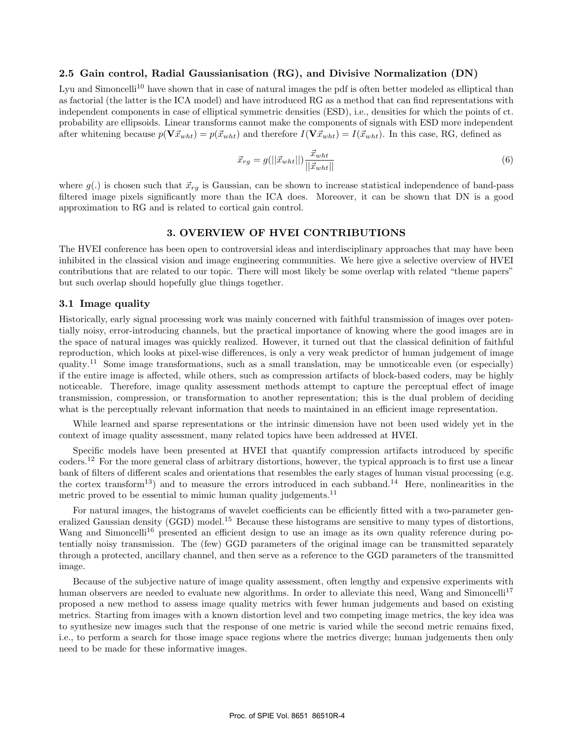### 2.5 Gain control, Radial Gaussianisation (RG), and Divisive Normalization (DN)

Lyu and Simoncelli[10] have shown that in case of natural images the pdf is often better modeled as elliptical than as factorial (the latter is the ICA model) and have introduced RG as a method that can find representations with independent components in case of elliptical symmetric densities (ESD), i.e., densities for which the points of ct. probability are ellipsoids. Linear transforms cannot make the components of signals with ESD more independent after whitening because $p(\mathbf{V}\vec{x}_{wht}) = p(\vec{x}_{wht})$ and therefore $I(\mathbf{V}\vec{x}_{wht}) = I(\vec{x}_{wht})$. In this case, RG, defined as

$$\vec{x}_{rg} = g(||\vec{x}_{wht}||)\frac{\vec{x}_{wht}}{||\vec{x}_{wht}||} \tag{6}$$

where $g(.)$ is chosen such that $\vec{x}_{rg}$ is Gaussian, can be shown to increase statistical independence of band-pass filtered image pixels significantly more than the ICA does. Moreover, it can be shown that DN is a good approximation to RG and is related to cortical gain control.

## 3. OVERVIEW OF HVEI CONTRIBUTIONS

The HVEI conference has been open to controversial ideas and interdisciplinary approaches that may have been inhibited in the classical vision and image engineering communities. We here give a selective overview of HVEI contributions that are related to our topic. There will most likely be some overlap with related "theme papers" but such overlap should hopefully glue things together.

### 3.1 Image quality

Historically, early signal processing work was mainly concerned with faithful transmission of images over potentially noisy, error-introducing channels, but the practical importance of knowing where the good images are in the space of natural images was quickly realized. However, it turned out that the classical definition of faithful reproduction, which looks at pixel-wise differences, is only a very weak predictor of human judgement of image quality.[11] Some image transformations, such as a small translation, may be unnoticeable even (or especially) if the entire image is affected, while others, such as compression artifacts of block-based coders, may be highly noticeable. Therefore, image quality assessment methods attempt to capture the perceptual effect of image transmission, compression, or transformation to another representation; this is the dual problem of deciding what is the perceptually relevant information that needs to maintained in an efficient image representation.

While learned and sparse representations or the intrinsic dimension have not been used widely yet in the context of image quality assessment, many related topics have been addressed at HVEI.

Specific models have been presented at HVEI that quantify compression artifacts introduced by specific coders.[12] For the more general class of arbitrary distortions, however, the typical approach is to first use a linear bank of filters of different scales and orientations that resembles the early stages of human visual processing (e.g. the cortex transform[13]) and to measure the errors introduced in each subband.[14] Here, nonlinearities in the metric proved to be essential to mimic human quality judgements.[11]

For natural images, the histograms of wavelet coefficients can be efficiently fitted with a two-parameter generalized Gaussian density (GGD) model.[15] Because these histograms are sensitive to many types of distortions, Wang and Simoncelli[16] presented an efficient design to use an image as its own quality reference during potentially noisy transmission. The (few) GGD parameters of the original image can be transmitted separately through a protected, ancillary channel, and then serve as a reference to the GGD parameters of the transmitted image.

Because of the subjective nature of image quality assessment, often lengthy and expensive experiments with human observers are needed to evaluate new algorithms. In order to alleviate this need, Wang and Simoncelli[17] proposed a new method to assess image quality metrics with fewer human judgements and based on existing metrics. Starting from images with a known distortion level and two competing image metrics, the key idea was to synthesize new images such that the response of one metric is varied while the second metric remains fixed, i.e., to perform a search for those image space regions where the metrics diverge; human judgements then only need to be made for these informative images.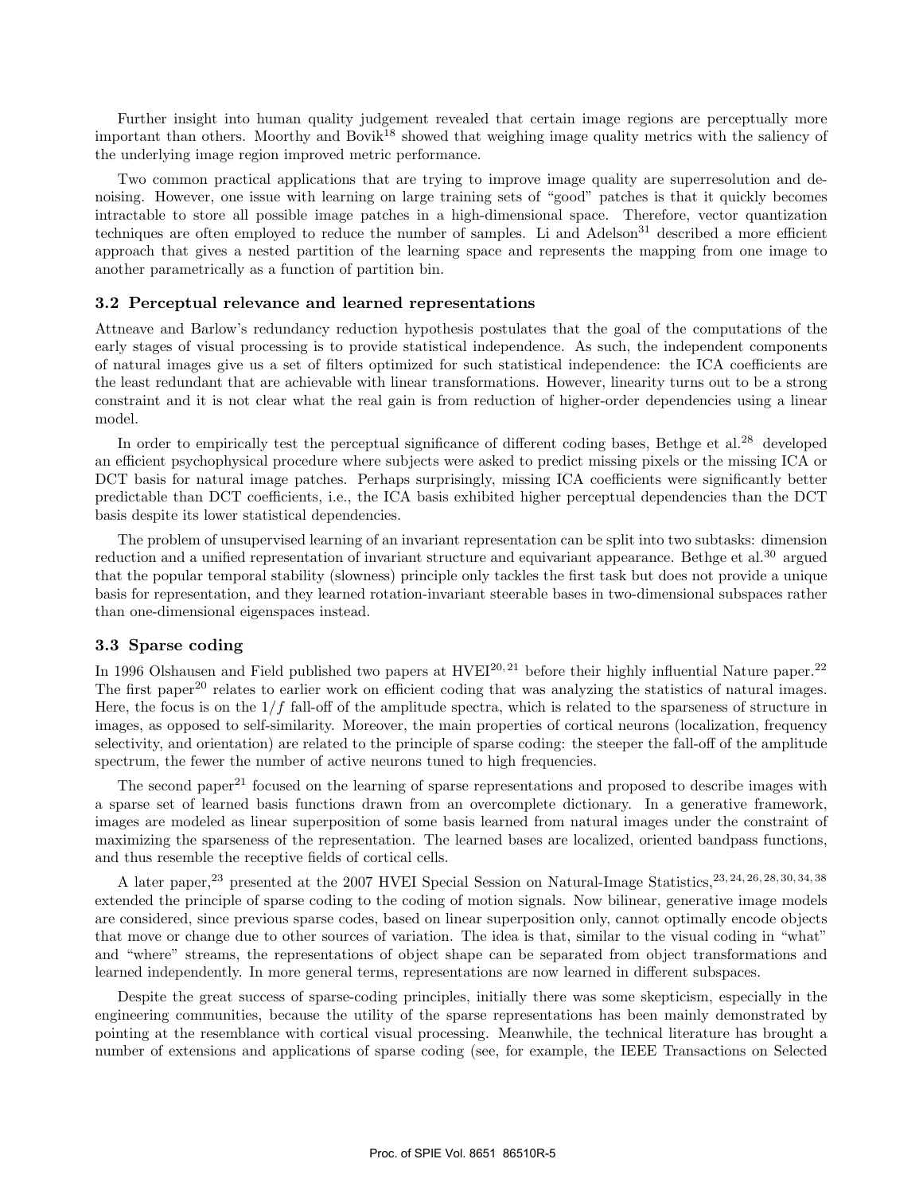Further insight into human quality judgement revealed that certain image regions are perceptually more important than others. Moorthy and Bovik[18] showed that weighing image quality metrics with the saliency of the underlying image region improved metric performance.

Two common practical applications that are trying to improve image quality are superresolution and denoising. However, one issue with learning on large training sets of "good" patches is that it quickly becomes intractable to store all possible image patches in a high-dimensional space. Therefore, vector quantization techniques are often employed to reduce the number of samples. Li and Adelson[31] described a more efficient approach that gives a nested partition of the learning space and represents the mapping from one image to another parametrically as a function of partition bin.

### 3.2 Perceptual relevance and learned representations

Attneave and Barlow's redundancy reduction hypothesis postulates that the goal of the computations of the early stages of visual processing is to provide statistical independence. As such, the independent components of natural images give us a set of filters optimized for such statistical independence: the ICA coefficients are the least redundant that are achievable with linear transformations. However, linearity turns out to be a strong constraint and it is not clear what the real gain is from reduction of higher-order dependencies using a linear model.

In order to empirically test the perceptual significance of different coding bases, Bethge et al.[28] developed an efficient psychophysical procedure where subjects were asked to predict missing pixels or the missing ICA or DCT basis for natural image patches. Perhaps surprisingly, missing ICA coefficients were significantly better predictable than DCT coefficients, i.e., the ICA basis exhibited higher perceptual dependencies than the DCT basis despite its lower statistical dependencies.

The problem of unsupervised learning of an invariant representation can be split into two subtasks: dimension reduction and a unified representation of invariant structure and equivariant appearance. Bethge et al.[30] argued that the popular temporal stability (slowness) principle only tackles the first task but does not provide a unique basis for representation, and they learned rotation-invariant steerable bases in two-dimensional subspaces rather than one-dimensional eigenspaces instead.

### 3.3 Sparse coding

In 1996 Olshausen and Field published two papers at HVEI[20,21] before their highly influential Nature paper.[22] The first paper[20] relates to earlier work on efficient coding that was analyzing the statistics of natural images. Here, the focus is on the $1/f$ fall-off of the amplitude spectra, which is related to the sparseness of structure in images, as opposed to self-similarity. Moreover, the main properties of cortical neurons (localization, frequency selectivity, and orientation) are related to the principle of sparse coding: the steeper the fall-off of the amplitude spectrum, the fewer the number of active neurons tuned to high frequencies.

The second paper[21] focused on the learning of sparse representations and proposed to describe images with a sparse set of learned basis functions drawn from an overcomplete dictionary. In a generative framework, images are modeled as linear superposition of some basis learned from natural images under the constraint of maximizing the sparseness of the representation. The learned bases are localized, oriented bandpass functions, and thus resemble the receptive fields of cortical cells.

A later paper,[23] presented at the 2007 HVEI Special Session on Natural-Image Statistics,[23,24,26,28,30,34,38] extended the principle of sparse coding to the coding of motion signals. Now bilinear, generative image models are considered, since previous sparse codes, based on linear superposition only, cannot optimally encode objects that move or change due to other sources of variation. The idea is that, similar to the visual coding in "what" and "where" streams, the representations of object shape can be separated from object transformations and learned independently. In more general terms, representations are now learned in different subspaces.

Despite the great success of sparse-coding principles, initially there was some skepticism, especially in the engineering communities, because the utility of the sparse representations has been mainly demonstrated by pointing at the resemblance with cortical visual processing. Meanwhile, the technical literature has brought a number of extensions and applications of sparse coding (see, for example, the IEEE Transactions on Selected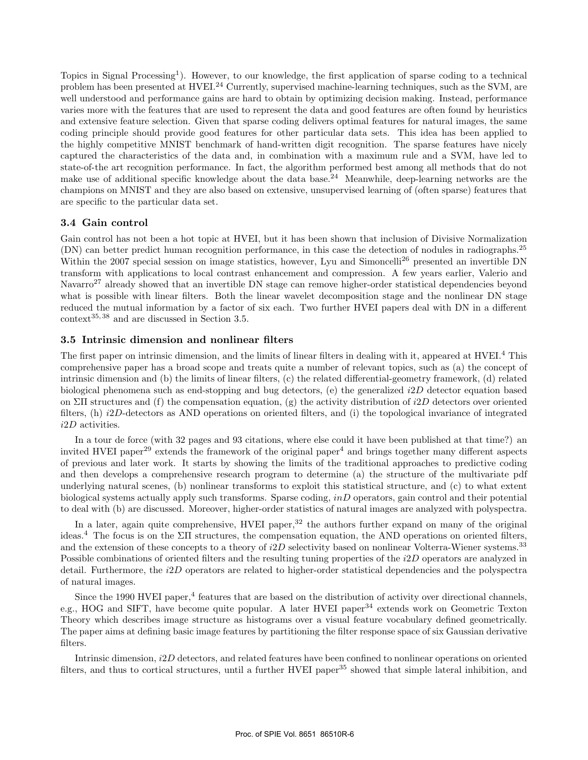Topics in Signal Processing[1]). However, to our knowledge, the first application of sparse coding to a technical problem has been presented at HVEI.[24] Currently, supervised machine-learning techniques, such as the SVM, are well understood and performance gains are hard to obtain by optimizing decision making. Instead, performance varies more with the features that are used to represent the data and good features are often found by heuristics and extensive feature selection. Given that sparse coding delivers optimal features for natural images, the same coding principle should provide good features for other particular data sets. This idea has been applied to the highly competitive MNIST benchmark of hand-written digit recognition. The sparse features have nicely captured the characteristics of the data and, in combination with a maximum rule and a SVM, have led to state-of-the art recognition performance. In fact, the algorithm performed best among all methods that do not make use of additional specific knowledge about the data base.[24] Meanwhile, deep-learning networks are the champions on MNIST and they are also based on extensive, unsupervised learning of (often sparse) features that are specific to the particular data set.

### 3.4 Gain control

Gain control has not been a hot topic at HVEI, but it has been shown that inclusion of Divisive Normalization (DN) can better predict human recognition performance, in this case the detection of nodules in radiographs.[25] Within the 2007 special session on image statistics, however, Lyu and Simoncelli[26] presented an invertible DN transform with applications to local contrast enhancement and compression. A few years earlier, Valerio and Navarro[27] already showed that an invertible DN stage can remove higher-order statistical dependencies beyond what is possible with linear filters. Both the linear wavelet decomposition stage and the nonlinear DN stage reduced the mutual information by a factor of six each. Two further HVEI papers deal with DN in a different context[35,38] and are discussed in Section 3.5.

### 3.5 Intrinsic dimension and nonlinear filters

The first paper on intrinsic dimension, and the limits of linear filters in dealing with it, appeared at HVEI.[4] This comprehensive paper has a broad scope and treats quite a number of relevant topics, such as (a) the concept of intrinsic dimension and (b) the limits of linear filters, (c) the related differential-geometry framework, (d) related biological phenomena such as end-stopping and bug detectors, (e) the generalized *i2D* detector equation based on $\Sigma\Pi$ structures and (f) the compensation equation, (g) the activity distribution of *i2D* detectors over oriented filters, (h) *i2D*-detectors as AND operations on oriented filters, and (i) the topological invariance of integrated *i2D* activities.

In a tour de force (with 32 pages and 93 citations, where else could it have been published at that time?) an invited HVEI paper[29] extends the framework of the original paper[4] and brings together many different aspects of previous and later work. It starts by showing the limits of the traditional approaches to predictive coding and then develops a comprehensive research program to determine (a) the structure of the multivariate pdf underlying natural scenes, (b) nonlinear transforms to exploit this statistical structure, and (c) to what extent biological systems actually apply such transforms. Sparse coding, *inD* operators, gain control and their potential to deal with (b) are discussed. Moreover, higher-order statistics of natural images are analyzed with polyspectra.

In a later, again quite comprehensive, HVEI paper,[32] the authors further expand on many of the original ideas.[4] The focus is on the $\Sigma\Pi$ structures, the compensation equation, the AND operations on oriented filters, and the extension of these concepts to a theory of *i2D* selectivity based on nonlinear Volterra-Wiener systems.[33] Possible combinations of oriented filters and the resulting tuning properties of the *i2D* operators are analyzed in detail. Furthermore, the *i2D* operators are related to higher-order statistical dependencies and the polyspectra of natural images.

Since the 1990 HVEI paper,[4] features that are based on the distribution of activity over directional channels, e.g., HOG and SIFT, have become quite popular. A later HVEI paper[34] extends work on Geometric Texton Theory which describes image structure as histograms over a visual feature vocabulary defined geometrically. The paper aims at defining basic image features by partitioning the filter response space of six Gaussian derivative filters.

Intrinsic dimension, *i2D* detectors, and related features have been confined to nonlinear operations on oriented filters, and thus to cortical structures, until a further HVEI paper[35] showed that simple lateral inhibition, and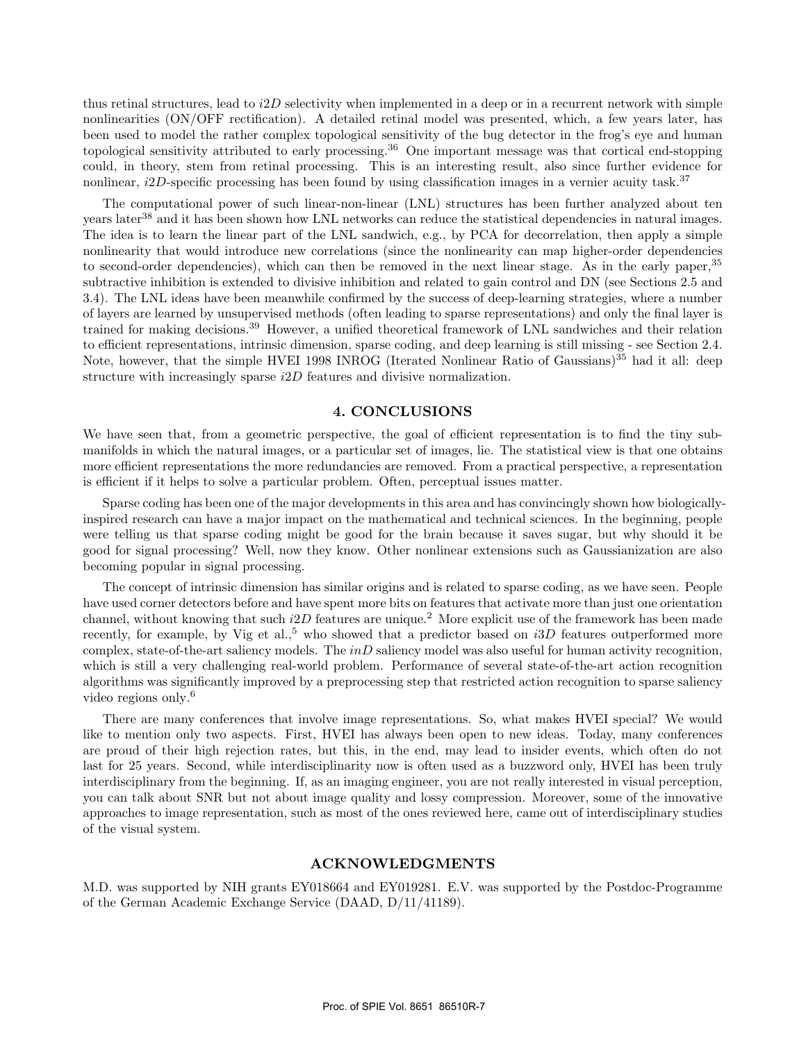thus retinal structures, lead to *i2D* selectivity when implemented in a deep or in a recurrent network with simple nonlinearities (ON/OFF rectification). A detailed retinal model was presented, which, a few years later, has been used to model the rather complex topological sensitivity of the bug detector in the frog's eye and human topological sensitivity attributed to early processing.[36] One important message was that cortical end-stopping could, in theory, stem from retinal processing. This is an interesting result, also since further evidence for nonlinear, *i2D*-specific processing has been found by using classification images in a vernier acuity task.[37]

The computational power of such linear-non-linear (LNL) structures has been further analyzed about ten years later[38] and it has been shown how LNL networks can reduce the statistical dependencies in natural images. The idea is to learn the linear part of the LNL sandwich, e.g., by PCA for decorrelation, then apply a simple nonlinearity that would introduce new correlations (since the nonlinearity can map higher-order dependencies to second-order dependencies), which can then be removed in the next linear stage. As in the early paper,[35] subtractive inhibition is extended to divisive inhibition and related to gain control and DN (see Sections 2.5 and 3.4). The LNL ideas have been meanwhile confirmed by the success of deep-learning strategies, where a number of layers are learned by unsupervised methods (often leading to sparse representations) and only the final layer is trained for making decisions.[39] However, a unified theoretical framework of LNL sandwiches and their relation to efficient representations, intrinsic dimension, sparse coding, and deep learning is still missing - see Section 2.4. Note, however, that the simple HVEI 1998 INROG (Iterated Nonlinear Ratio of Gaussians)[35] had it all: deep structure with increasingly sparse *i2D* features and divisive normalization.

## 4. CONCLUSIONS

We have seen that, from a geometric perspective, the goal of efficient representation is to find the tiny submanifolds in which the natural images, or a particular set of images, lie. The statistical view is that one obtains more efficient representations the more redundancies are removed. From a practical perspective, a representation is efficient if it helps to solve a particular problem. Often, perceptual issues matter.

Sparse coding has been one of the major developments in this area and has convincingly shown how biologically-inspired research can have a major impact on the mathematical and technical sciences. In the beginning, people were telling us that sparse coding might be good for the brain because it saves sugar, but why should it be good for signal processing? Well, now they know. Other nonlinear extensions such as Gaussianization are also becoming popular in signal processing.

The concept of intrinsic dimension has similar origins and is related to sparse coding, as we have seen. People have used corner detectors before and have spent more bits on features that activate more than just one orientation channel, without knowing that such *i2D* features are unique.[2] More explicit use of the framework has been made recently, for example, by Vig et al.,[5] who showed that a predictor based on *i3D* features outperformed more complex, state-of-the-art saliency models. The *inD* saliency model was also useful for human activity recognition, which is still a very challenging real-world problem. Performance of several state-of-the-art action recognition algorithms was significantly improved by a preprocessing step that restricted action recognition to sparse saliency video regions only.[6]

There are many conferences that involve image representations. So, what makes HVEI special? We would like to mention only two aspects. First, HVEI has always been open to new ideas. Today, many conferences are proud of their high rejection rates, but this, in the end, may lead to insider events, which often do not last for 25 years. Second, while interdisciplinarity now is often used as a buzzword only, HVEI has been truly interdisciplinary from the beginning. If, as an imaging engineer, you are not really interested in visual perception, you can talk about SNR but not about image quality and lossy compression. Moreover, some of the innovative approaches to image representation, such as most of the ones reviewed here, came out of interdisciplinary studies of the visual system.

## ACKNOWLEDGMENTS

M.D. was supported by NIH grants EY018664 and EY019281. E.V. was supported by the Postdoc-Programme of the German Academic Exchange Service (DAAD, D/11/41189).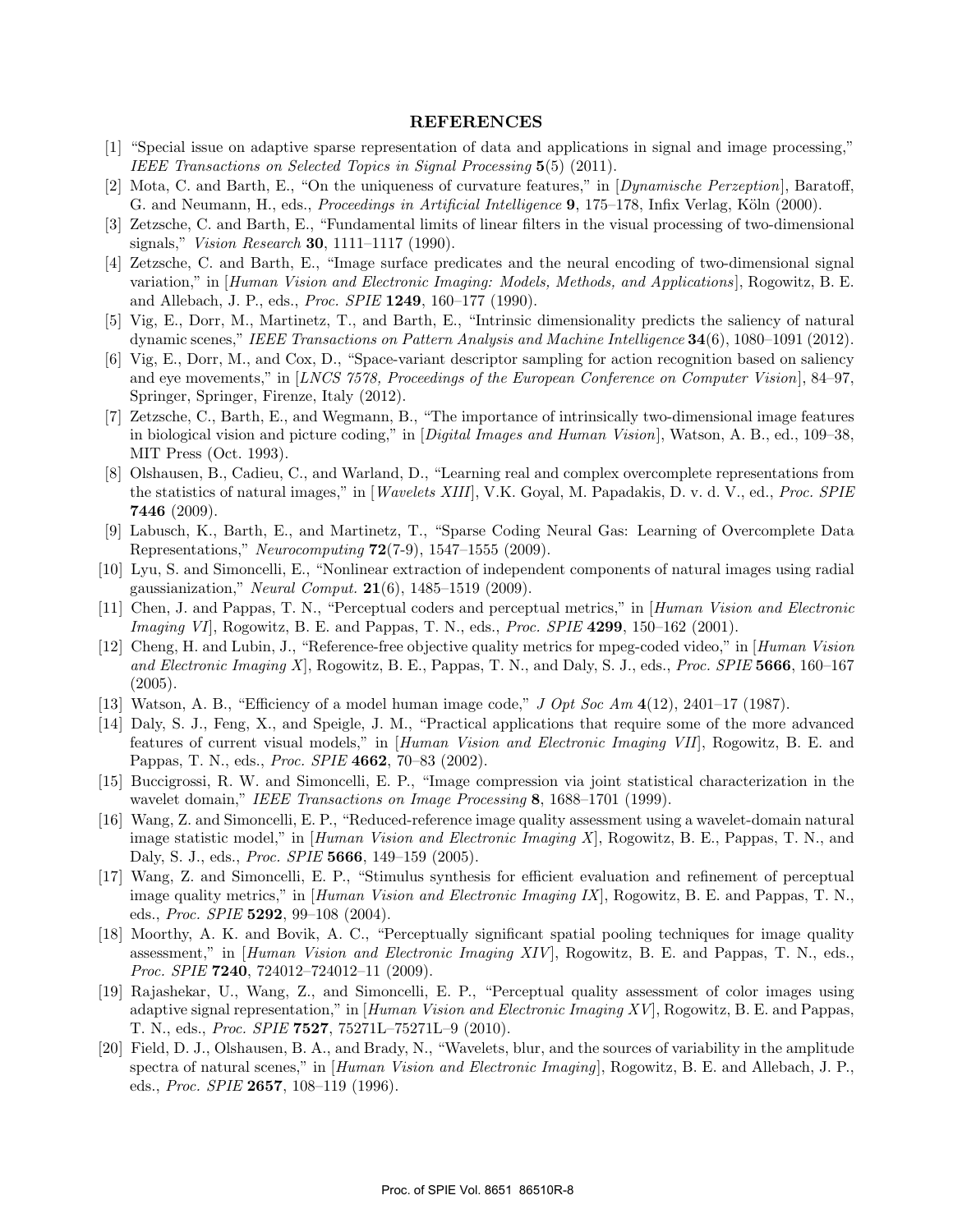## REFERENCES

[1] "Special issue on adaptive sparse representation of data and applications in signal and image processing," *IEEE Transactions on Selected Topics in Signal Processing* **5**(5) (2011).

[2] Mota, C. and Barth, E., "On the uniqueness of curvature features," in [*Dynamische Perzeption*], Baratoff, G. and Neumann, H., eds., *Proceedings in Artificial Intelligence* **9**, 175–178, Infix Verlag, Köln (2000).

[3] Zetzsche, C. and Barth, E., "Fundamental limits of linear filters in the visual processing of two-dimensional signals," *Vision Research* **30**, 1111–1117 (1990).

[4] Zetzsche, C. and Barth, E., "Image surface predicates and the neural encoding of two-dimensional signal variation," in [*Human Vision and Electronic Imaging: Models, Methods, and Applications*], Rogowitz, B. E. and Allebach, J. P., eds., *Proc. SPIE* **1249**, 160–177 (1990).

[5] Vig, E., Dorr, M., Martinetz, T., and Barth, E., "Intrinsic dimensionality predicts the saliency of natural dynamic scenes," *IEEE Transactions on Pattern Analysis and Machine Intelligence* **34**(6), 1080–1091 (2012).

[6] Vig, E., Dorr, M., and Cox, D., "Space-variant descriptor sampling for action recognition based on saliency and eye movements," in [*LNCS 7578, Proceedings of the European Conference on Computer Vision*], 84–97, Springer, Springer, Firenze, Italy (2012).

[7] Zetzsche, C., Barth, E., and Wegmann, B., "The importance of intrinsically two-dimensional image features in biological vision and picture coding," in [*Digital Images and Human Vision*], Watson, A. B., ed., 109–38, MIT Press (Oct. 1993).

[8] Olshausen, B., Cadieu, C., and Warland, D., "Learning real and complex overcomplete representations from the statistics of natural images," in [*Wavelets XIII*], V.K. Goyal, M. Papadakis, D. v. d. V., ed., *Proc. SPIE* **7446** (2009).

[9] Labusch, K., Barth, E., and Martinetz, T., "Sparse Coding Neural Gas: Learning of Overcomplete Data Representations," *Neurocomputing* **72**(7-9), 1547–1555 (2009).

[10] Lyu, S. and Simoncelli, E., "Nonlinear extraction of independent components of natural images using radial gaussianization," *Neural Comput.* **21**(6), 1485–1519 (2009).

[11] Chen, J. and Pappas, T. N., "Perceptual coders and perceptual metrics," in [*Human Vision and Electronic Imaging VI*], Rogowitz, B. E. and Pappas, T. N., eds., *Proc. SPIE* **4299**, 150–162 (2001).

[12] Cheng, H. and Lubin, J., "Reference-free objective quality metrics for mpeg-coded video," in [*Human Vision and Electronic Imaging X*], Rogowitz, B. E., Pappas, T. N., and Daly, S. J., eds., *Proc. SPIE* **5666**, 160–167 (2005).

[13] Watson, A. B., "Efficiency of a model human image code," *J Opt Soc Am* **4**(12), 2401–17 (1987).

[14] Daly, S. J., Feng, X., and Speigle, J. M., "Practical applications that require some of the more advanced features of current visual models," in [*Human Vision and Electronic Imaging VII*], Rogowitz, B. E. and Pappas, T. N., eds., *Proc. SPIE* **4662**, 70–83 (2002).

[15] Buccigrossi, R. W. and Simoncelli, E. P., "Image compression via joint statistical characterization in the wavelet domain," *IEEE Transactions on Image Processing* **8**, 1688–1701 (1999).

[16] Wang, Z. and Simoncelli, E. P., "Reduced-reference image quality assessment using a wavelet-domain natural image statistic model," in [*Human Vision and Electronic Imaging X*], Rogowitz, B. E., Pappas, T. N., and Daly, S. J., eds., *Proc. SPIE* **5666**, 149–159 (2005).

[17] Wang, Z. and Simoncelli, E. P., "Stimulus synthesis for efficient evaluation and refinement of perceptual image quality metrics," in [*Human Vision and Electronic Imaging IX*], Rogowitz, B. E. and Pappas, T. N., eds., *Proc. SPIE* **5292**, 99–108 (2004).

[18] Moorthy, A. K. and Bovik, A. C., "Perceptually significant spatial pooling techniques for image quality assessment," in [*Human Vision and Electronic Imaging XIV*], Rogowitz, B. E. and Pappas, T. N., eds., *Proc. SPIE* **7240**, 724012–724012–11 (2009).

[19] Rajashekar, U., Wang, Z., and Simoncelli, E. P., "Perceptual quality assessment of color images using adaptive signal representation," in [*Human Vision and Electronic Imaging XV*], Rogowitz, B. E. and Pappas, T. N., eds., *Proc. SPIE* **7527**, 75271L–75271L–9 (2010).

[20] Field, D. J., Olshausen, B. A., and Brady, N., "Wavelets, blur, and the sources of variability in the amplitude spectra of natural scenes," in [*Human Vision and Electronic Imaging*], Rogowitz, B. E. and Allebach, J. P., eds., *Proc. SPIE* **2657**, 108–119 (1996).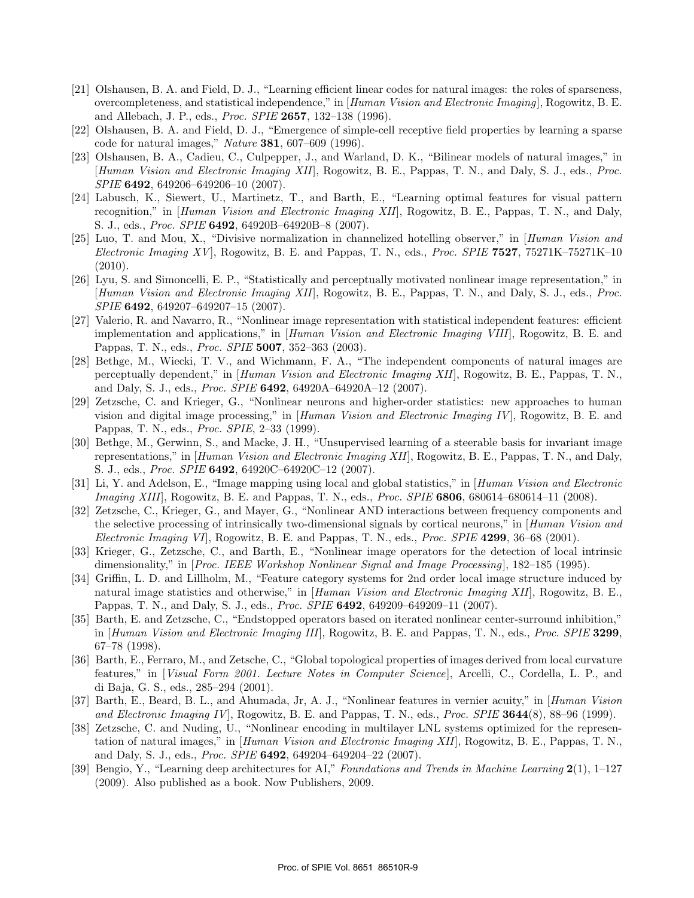[21] Olshausen, B. A. and Field, D. J., "Learning efficient linear codes for natural images: the roles of sparseness, overcompleteness, and statistical independence," in [*Human Vision and Electronic Imaging*], Rogowitz, B. E. and Allebach, J. P., eds., *Proc. SPIE* **2657**, 132–138 (1996).

[22] Olshausen, B. A. and Field, D. J., "Emergence of simple-cell receptive field properties by learning a sparse code for natural images," *Nature* **381**, 607–609 (1996).

[23] Olshausen, B. A., Cadieu, C., Culpepper, J., and Warland, D. K., "Bilinear models of natural images," in [*Human Vision and Electronic Imaging XII*], Rogowitz, B. E., Pappas, T. N., and Daly, S. J., eds., *Proc. SPIE* **6492**, 649206–649206–10 (2007).

[24] Labusch, K., Siewert, U., Martinetz, T., and Barth, E., "Learning optimal features for visual pattern recognition," in [*Human Vision and Electronic Imaging XII*], Rogowitz, B. E., Pappas, T. N., and Daly, S. J., eds., *Proc. SPIE* **6492**, 64920B–64920B–8 (2007).

[25] Luo, T. and Mou, X., "Divisive normalization in channelized hotelling observer," in [*Human Vision and Electronic Imaging XV*], Rogowitz, B. E. and Pappas, T. N., eds., *Proc. SPIE* **7527**, 75271K–75271K–10 (2010).

[26] Lyu, S. and Simoncelli, E. P., "Statistically and perceptually motivated nonlinear image representation," in [*Human Vision and Electronic Imaging XII*], Rogowitz, B. E., Pappas, T. N., and Daly, S. J., eds., *Proc. SPIE* **6492**, 649207–649207–15 (2007).

[27] Valerio, R. and Navarro, R., "Nonlinear image representation with statistical independent features: efficient implementation and applications," in [*Human Vision and Electronic Imaging VIII*], Rogowitz, B. E. and Pappas, T. N., eds., *Proc. SPIE* **5007**, 352–363 (2003).

[28] Bethge, M., Wiecki, T. V., and Wichmann, F. A., "The independent components of natural images are perceptually dependent," in [*Human Vision and Electronic Imaging XII*], Rogowitz, B. E., Pappas, T. N., and Daly, S. J., eds., *Proc. SPIE* **6492**, 64920A–64920A–12 (2007).

[29] Zetzsche, C. and Krieger, G., "Nonlinear neurons and higher-order statistics: new approaches to human vision and digital image processing," in [*Human Vision and Electronic Imaging IV*], Rogowitz, B. E. and Pappas, T. N., eds., *Proc. SPIE*, 2–33 (1999).

[30] Bethge, M., Gerwinn, S., and Macke, J. H., "Unsupervised learning of a steerable basis for invariant image representations," in [*Human Vision and Electronic Imaging XII*], Rogowitz, B. E., Pappas, T. N., and Daly, S. J., eds., *Proc. SPIE* **6492**, 64920C–64920C–12 (2007).

[31] Li, Y. and Adelson, E., "Image mapping using local and global statistics," in [*Human Vision and Electronic Imaging XIII*], Rogowitz, B. E. and Pappas, T. N., eds., *Proc. SPIE* **6806**, 680614–680614–11 (2008).

[32] Zetzsche, C., Krieger, G., and Mayer, G., "Nonlinear AND interactions between frequency components and the selective processing of intrinsically two-dimensional signals by cortical neurons," in [*Human Vision and Electronic Imaging VI*], Rogowitz, B. E. and Pappas, T. N., eds., *Proc. SPIE* **4299**, 36–68 (2001).

[33] Krieger, G., Zetzsche, C., and Barth, E., "Nonlinear image operators for the detection of local intrinsic dimensionality," in [*Proc. IEEE Workshop Nonlinear Signal and Image Processing*], 182–185 (1995).

[34] Griffin, L. D. and Lillholm, M., "Feature category systems for 2nd order local image structure induced by natural image statistics and otherwise," in [*Human Vision and Electronic Imaging XII*], Rogowitz, B. E., Pappas, T. N., and Daly, S. J., eds., *Proc. SPIE* **6492**, 649209–649209–11 (2007).

[35] Barth, E. and Zetzsche, C., "Endstopped operators based on iterated nonlinear center-surround inhibition," in [*Human Vision and Electronic Imaging III*], Rogowitz, B. E. and Pappas, T. N., eds., *Proc. SPIE* **3299**, 67–78 (1998).

[36] Barth, E., Ferraro, M., and Zetzsche, C., "Global topological properties of images derived from local curvature features," in [*Visual Form 2001. Lecture Notes in Computer Science*], Arcelli, C., Cordella, L. P., and di Baja, G. S., eds., 285–294 (2001).

[37] Barth, E., Beard, B. L., and Ahumada, Jr, A. J., "Nonlinear features in vernier acuity," in [*Human Vision and Electronic Imaging IV*], Rogowitz, B. E. and Pappas, T. N., eds., *Proc. SPIE* **3644**(8), 88–96 (1999).

[38] Zetzsche, C. and Nuding, U., "Nonlinear encoding in multilayer LNL systems optimized for the representation of natural images," in [*Human Vision and Electronic Imaging XII*], Rogowitz, B. E., Pappas, T. N., and Daly, S. J., eds., *Proc. SPIE* **6492**, 649204–649204–22 (2007).

[39] Bengio, Y., "Learning deep architectures for AI," *Foundations and Trends in Machine Learning* **2**(1), 1–127 (2009). Also published as a book. Now Publishers, 2009.